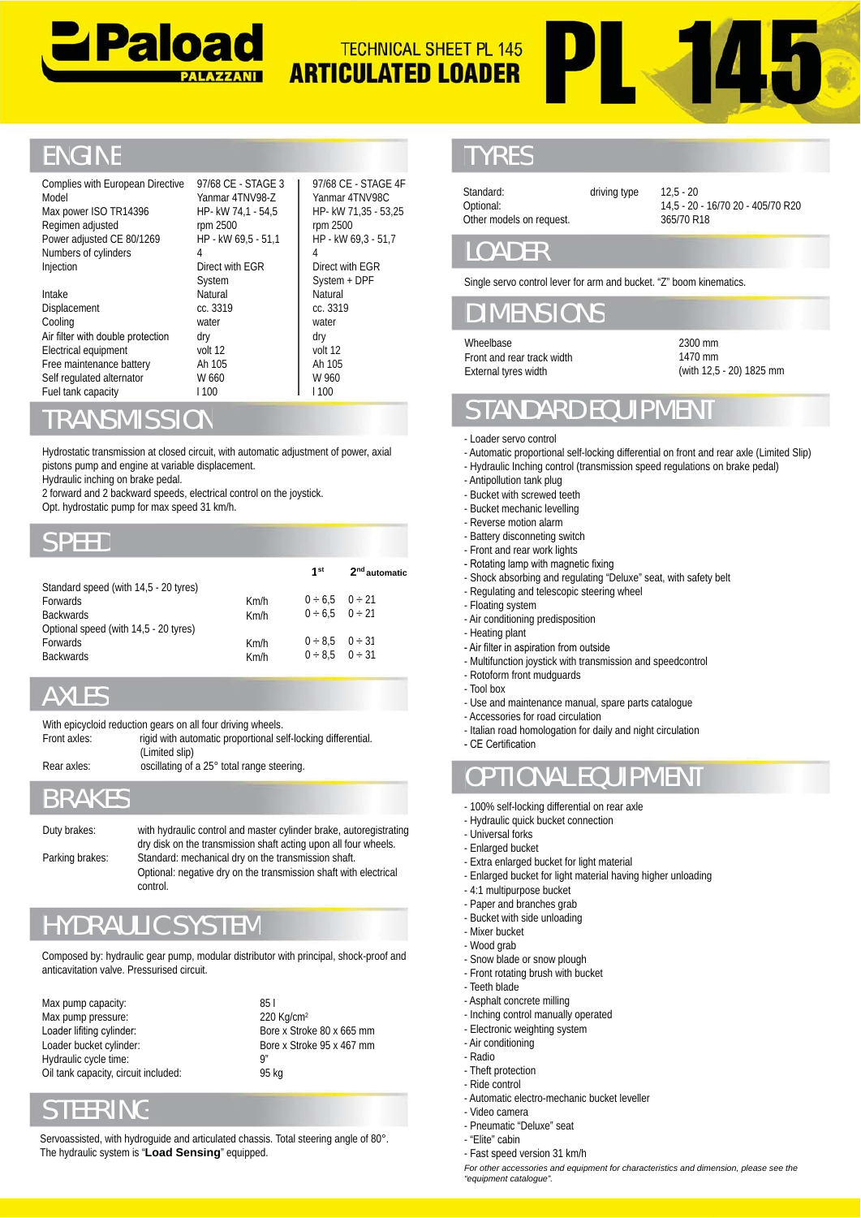# Paload PALAZZANI

## TECHNICAL SHEET PL 145 ARTICULATED LOADER

# PL 145

## ENGINE

| | | |
|---|---|---|
| Complies with European Directive | 97/68 CE - STAGE 3 | 97/68 CE - STAGE 4F |
| Model | Yanmar 4TNV98-Z | Yanmar 4TNV98C |
| Max power ISO TR14396 | HP- kW 74,1 - 54,5 | HP- kW 71,35 - 53,25 |
| Regimen adjusted | rpm 2500 | rpm 2500 |
| Power adjusted CE 80/1269 | HP - kW 69,5 - 51,1 | HP - kW 69,3 - 51,7 |
| Numbers of cylinders | 4 | 4 |
| Injection | Direct with EGR System | Direct with EGR System + DPF |
| Intake | Natural | Natural |
| Displacement | cc. 3319 | cc. 3319 |
| Cooling | water | water |
| Air filter with double protection | dry | dry |
| Electrical equipment | volt 12 | volt 12 |
| Free maintenance battery | Ah 105 | Ah 105 |
| Self regulated alternator | W 660 | W 960 |
| Fuel tank capacity | l 100 | l 100 |

## TRANSMISSION

Hydrostatic transmission at closed circuit, with automatic adjustment of power, axial pistons pump and engine at variable displacement.
Hydraulic inching on brake pedal.
2 forward and 2 backward speeds, electrical control on the joystick.
Opt. hydrostatic pump for max speed 31 km/h.

## SPEED

| | | 1st | 2nd automatic |
|---|---|---|---|
| Standard speed (with 14,5 - 20 tyres) | | | |
| Forwards | Km/h | 0 ÷ 6,5 | 0 ÷ 21 |
| Backwards | Km/h | 0 ÷ 6,5 | 0 ÷ 21 |
| Optional speed (with 14,5 - 20 tyres) | | | |
| Forwards | Km/h | 0 ÷ 8,5 | 0 ÷ 31 |
| Backwards | Km/h | 0 ÷ 8,5 | 0 ÷ 31 |

## AXLES

With epicycloid reduction gears on all four driving wheels.

| | |
|---|---|
| Front axles: | rigid with automatic proportional self-locking differential. (Limited slip) |
| Rear axles: | oscillating of a 25° total range steering. |

## BRAKES

| | |
|---|---|
| Duty brakes: | with hydraulic control and master cylinder brake, autoregistrating dry disk on the transmission shaft acting upon all four wheels. |
| Parking brakes: | Standard: mechanical dry on the transmission shaft. Optional: negative dry on the transmission shaft with electrical control. |

## HYDRAULIC SYSTEM

Composed by: hydraulic gear pump, modular distributor with principal, shock-proof and anticavitation valve. Pressurised circuit.

| | |
|---|---|
| Max pump capacity: | 85 l |
| Max pump pressure: | 220 Kg/cm² |
| Loader lifting cylinder: | Bore x Stroke 80 x 665 mm |
| Loader bucket cylinder: | Bore x Stroke 95 x 467 mm |
| Hydraulic cycle time: | 9" |
| Oil tank capacity, circuit included: | 95 kg |

## STEERING

Servoassisted, with hydroguide and articulated chassis. Total steering angle of 80°.
The hydraulic system is "**Load Sensing**" equipped.

## TYRES

| | | |
|---|---|---|
| Standard: | driving type | 12,5 - 20 |
| Optional: | | 14,5 - 20 - 16/70 20 - 405/70 R20 |
| Other models on request. | | 365/70 R18 |

## LOADER

Single servo control lever for arm and bucket. "Z" boom kinematics.

## DIMENSIONS

| | |
|---|---|
| Wheelbase | 2300 mm |
| Front and rear track width | 1470 mm |
| External tyres width | (with 12,5 - 20) 1825 mm |

## STANDARD EQUIPMENT

- Loader servo control
- Automatic proportional self-locking differential on front and rear axle (Limited Slip)
- Hydraulic Inching control (transmission speed regulations on brake pedal)
- Antipollution tank plug
- Bucket with screwed teeth
- Bucket mechanic levelling
- Reverse motion alarm
- Battery disconneting switch
- Front and rear work lights
- Rotating lamp with magnetic fixing
- Shock absorbing and regulating "Deluxe" seat, with safety belt
- Regulating and telescopic steering wheel
- Floating system
- Air conditioning predisposition
- Heating plant
- Air filter in aspiration from outside
- Multifunction joystick with transmission and speedcontrol
- Rotoform front mudguards
- Tool box
- Use and maintenance manual, spare parts catalogue
- Accessories for road circulation
- Italian road homologation for daily and night circulation
- CE Certification

## OPTIONAL EQUIPMENT

- 100% self-locking differential on rear axle
- Hydraulic quick bucket connection
- Universal forks
- Enlarged bucket
- Extra enlarged bucket for light material
- Enlarged bucket for light material having higher unloading
- 4:1 multipurpose bucket
- Paper and branches grab
- Bucket with side unloading
- Mixer bucket
- Wood grab
- Snow blade or snow plough
- Front rotating brush with bucket
- Teeth blade
- Asphalt concrete milling
- Inching control manually operated
- Electronic weighting system
- Air conditioning
- Radio
- Theft protection
- Ride control
- Automatic electro-mechanic bucket leveller
- Video camera
- Pneumatic "Deluxe" seat
- "Elite" cabin
- Fast speed version 31 km/h

*For other accessories and equipment for characteristics and dimension, please see the "equipment catalogue".*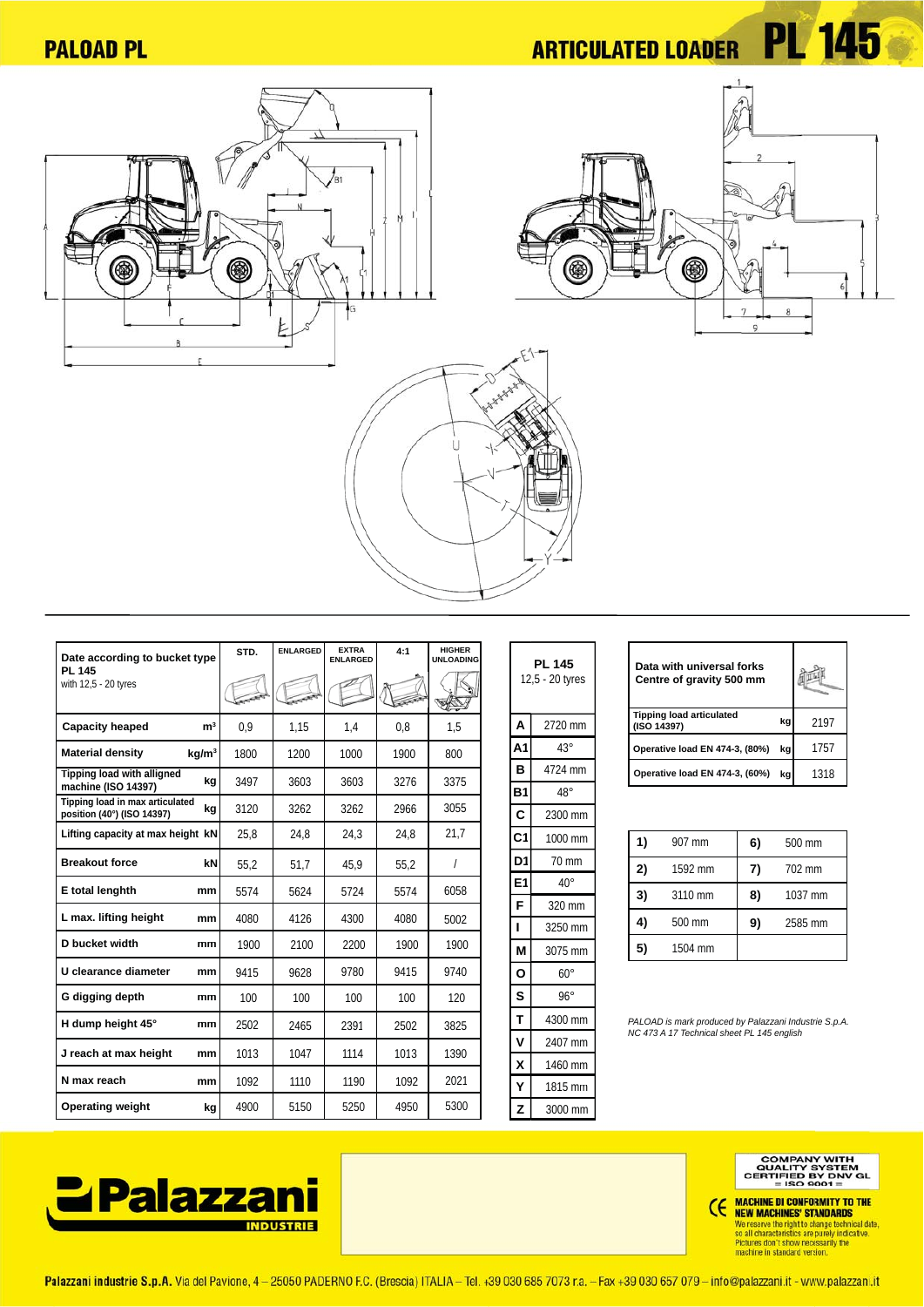# PALOAD PL

# ARTICULATED LOADER PL 145

| Date according to bucket type PL 145 with 12,5 - 20 tyres | | STD. | ENLARGED | EXTRA ENLARGED | 4:1 | HIGHER UNLOADING |
|---|---|---|---|---|---|---|
| Capacity heaped | m³ | 0,9 | 1,15 | 1,4 | 0,8 | 1,5 |
| Material density | kg/m³ | 1800 | 1200 | 1000 | 1900 | 800 |
| Tipping load with alligned machine (ISO 14397) | kg | 3497 | 3603 | 3603 | 3276 | 3375 |
| Tipping load in max articulated position (40°) (ISO 14397) | kg | 3120 | 3262 | 3262 | 2966 | 3055 |
| Lifting capacity at max height | kN | 25,8 | 24,8 | 24,3 | 24,8 | 21,7 |
| Breakout force | kN | 55,2 | 51,7 | 45,9 | 55,2 | / |
| E total lenghth | mm | 5574 | 5624 | 5724 | 5574 | 6058 |
| L max. lifting height | mm | 4080 | 4126 | 4300 | 4080 | 5002 |
| D bucket width | mm | 1900 | 2100 | 2200 | 1900 | 1900 |
| U clearance diameter | mm | 9415 | 9628 | 9780 | 9415 | 9740 |
| G digging depth | mm | 100 | 100 | 100 | 100 | 120 |
| H dump height 45° | mm | 2502 | 2465 | 2391 | 2502 | 3825 |
| J reach at max height | mm | 1013 | 1047 | 1114 | 1013 | 1390 |
| N max reach | mm | 1092 | 1110 | 1190 | 1092 | 2021 |
| Operating weight | kg | 4900 | 5150 | 5250 | 4950 | 5300 |

| | PL 145 12,5 - 20 tyres |
|---|---|
| A | 2720 mm |
| A1 | 43° |
| B | 4724 mm |
| B1 | 48° |
| C | 2300 mm |
| C1 | 1000 mm |
| D1 | 70 mm |
| E1 | 40° |
| F | 320 mm |
| I | 3250 mm |
| M | 3075 mm |
| O | 60° |
| S | 96° |
| T | 4300 mm |
| V | 2407 mm |
| X | 1460 mm |
| Y | 1815 mm |
| Z | 3000 mm |

| Data with universal forks Centre of gravity 500 mm | | |
|---|---|---|
| Tipping load articulated (ISO 14397) | kg | 2197 |
| Operative load EN 474-3, (80%) | kg | 1757 |
| Operative load EN 474-3, (60%) | kg | 1318 |

| | | | |
|---|---|---|---|
| 1) | 907 mm | 6) | 500 mm |
| 2) | 1592 mm | 7) | 702 mm |
| 3) | 3110 mm | 8) | 1037 mm |
| 4) | 500 mm | 9) | 2585 mm |
| 5) | 1504 mm | | |

*PALOAD is mark produced by Palazzani Industrie S.p.A.*
*NC 473 A 17 Technical sheet PL 145 english*

Palazzani INDUSTRIE

COMPANY WITH QUALITY SYSTEM CERTIFIED BY DNV GL = ISO 9001 =

**MACHINE DI CONFORMITY TO THE NEW MACHINES' STANDARDS**
We reserve the right to change technical data, so all characteristics are purely indicative. Pictures don't show necessarily the machine in standard version.

**Palazzani industrie S.p.A.** Via del Pavione, 4 – 25050 PADERNO F.C. (Brescia) ITALIA – Tel. +39 030 685 7073 r.a. – Fax +39 030 657 079 – info@palazzani.it - www.palazzani.it